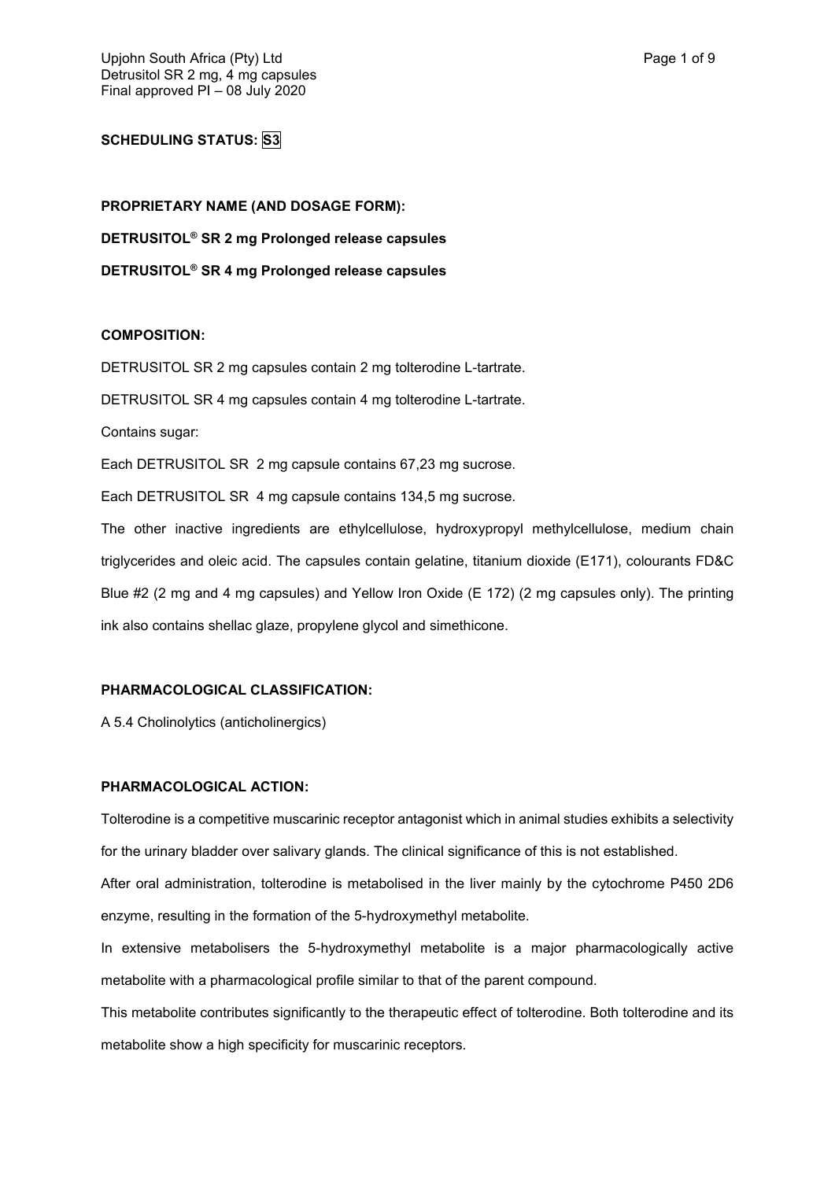**SCHEDULING STATUS: S3**

**PROPRIETARY NAME (AND DOSAGE FORM):**

**DETRUSITOL® SR 2 mg Prolonged release capsules**

**DETRUSITOL® SR 4 mg Prolonged release capsules**

**COMPOSITION:**

DETRUSITOL SR 2 mg capsules contain 2 mg tolterodine L-tartrate.

DETRUSITOL SR 4 mg capsules contain 4 mg tolterodine L-tartrate.

Contains sugar:

Each DETRUSITOL SR 2 mg capsule contains 67,23 mg sucrose.

Each DETRUSITOL SR 4 mg capsule contains 134,5 mg sucrose.

The other inactive ingredients are ethylcellulose, hydroxypropyl methylcellulose, medium chain triglycerides and oleic acid. The capsules contain gelatine, titanium dioxide (E171), colourants FD&C Blue #2 (2 mg and 4 mg capsules) and Yellow Iron Oxide (E 172) (2 mg capsules only). The printing ink also contains shellac glaze, propylene glycol and simethicone.

**PHARMACOLOGICAL CLASSIFICATION:**

A 5.4 Cholinolytics (anticholinergics)

**PHARMACOLOGICAL ACTION:**

Tolterodine is a competitive muscarinic receptor antagonist which in animal studies exhibits a selectivity for the urinary bladder over salivary glands. The clinical significance of this is not established.

After oral administration, tolterodine is metabolised in the liver mainly by the cytochrome P450 2D6 enzyme, resulting in the formation of the 5-hydroxymethyl metabolite.

In extensive metabolisers the 5-hydroxymethyl metabolite is a major pharmacologically active metabolite with a pharmacological profile similar to that of the parent compound.

This metabolite contributes significantly to the therapeutic effect of tolterodine. Both tolterodine and its metabolite show a high specificity for muscarinic receptors.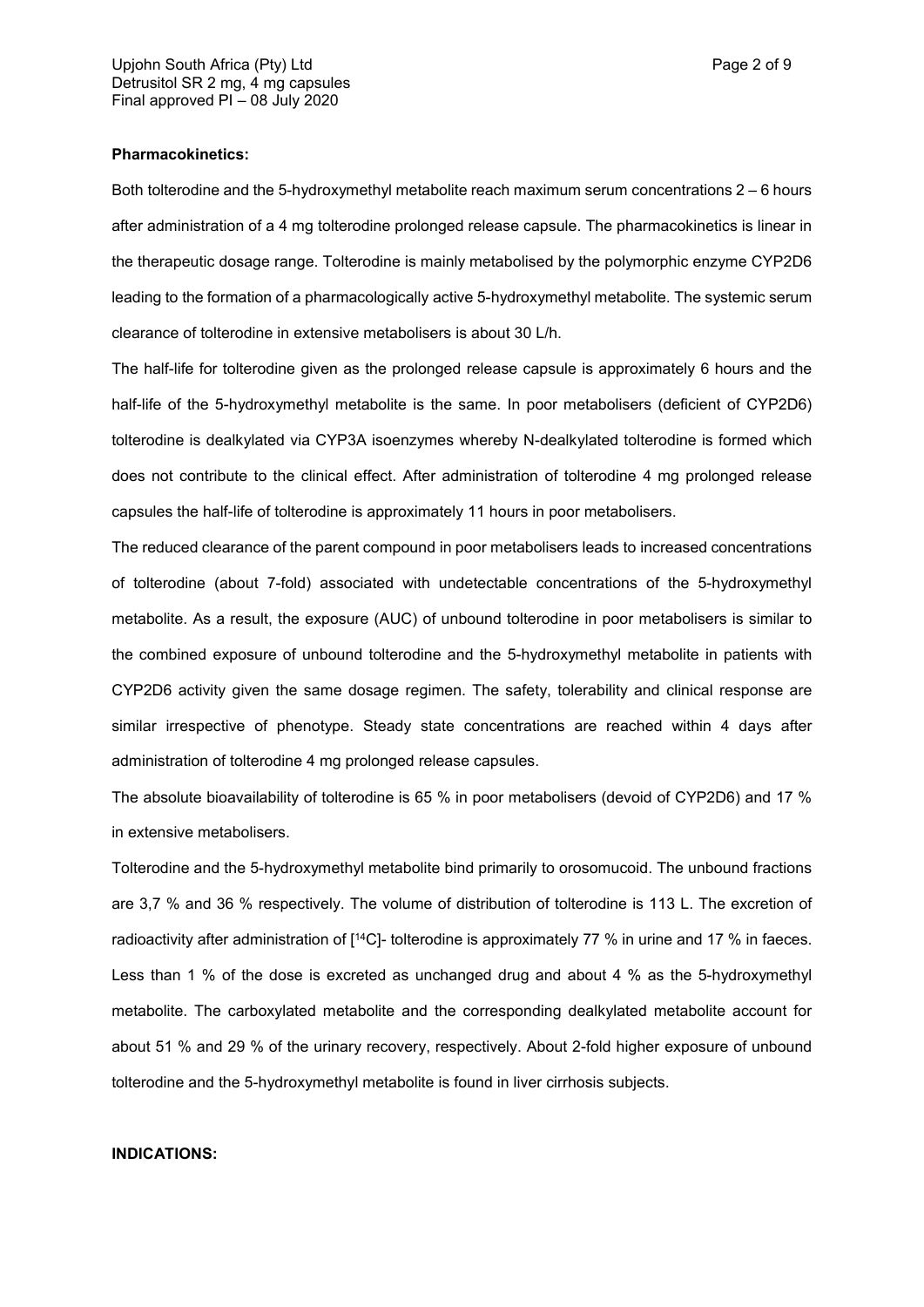**Pharmacokinetics:**

Both tolterodine and the 5-hydroxymethyl metabolite reach maximum serum concentrations 2 – 6 hours after administration of a 4 mg tolterodine prolonged release capsule. The pharmacokinetics is linear in the therapeutic dosage range. Tolterodine is mainly metabolised by the polymorphic enzyme CYP2D6 leading to the formation of a pharmacologically active 5-hydroxymethyl metabolite. The systemic serum clearance of tolterodine in extensive metabolisers is about 30 L/h.

The half-life for tolterodine given as the prolonged release capsule is approximately 6 hours and the half-life of the 5-hydroxymethyl metabolite is the same. In poor metabolisers (deficient of CYP2D6) tolterodine is dealkylated via CYP3A isoenzymes whereby N-dealkylated tolterodine is formed which does not contribute to the clinical effect. After administration of tolterodine 4 mg prolonged release capsules the half-life of tolterodine is approximately 11 hours in poor metabolisers.

The reduced clearance of the parent compound in poor metabolisers leads to increased concentrations of tolterodine (about 7-fold) associated with undetectable concentrations of the 5-hydroxymethyl metabolite. As a result, the exposure (AUC) of unbound tolterodine in poor metabolisers is similar to the combined exposure of unbound tolterodine and the 5-hydroxymethyl metabolite in patients with CYP2D6 activity given the same dosage regimen. The safety, tolerability and clinical response are similar irrespective of phenotype. Steady state concentrations are reached within 4 days after administration of tolterodine 4 mg prolonged release capsules.

The absolute bioavailability of tolterodine is 65 % in poor metabolisers (devoid of CYP2D6) and 17 % in extensive metabolisers.

Tolterodine and the 5-hydroxymethyl metabolite bind primarily to orosomucoid. The unbound fractions are 3,7 % and 36 % respectively. The volume of distribution of tolterodine is 113 L. The excretion of radioactivity after administration of [$^{14}$C]- tolterodine is approximately 77 % in urine and 17 % in faeces. Less than 1 % of the dose is excreted as unchanged drug and about 4 % as the 5-hydroxymethyl metabolite. The carboxylated metabolite and the corresponding dealkylated metabolite account for about 51 % and 29 % of the urinary recovery, respectively. About 2-fold higher exposure of unbound tolterodine and the 5-hydroxymethyl metabolite is found in liver cirrhosis subjects.

**INDICATIONS:**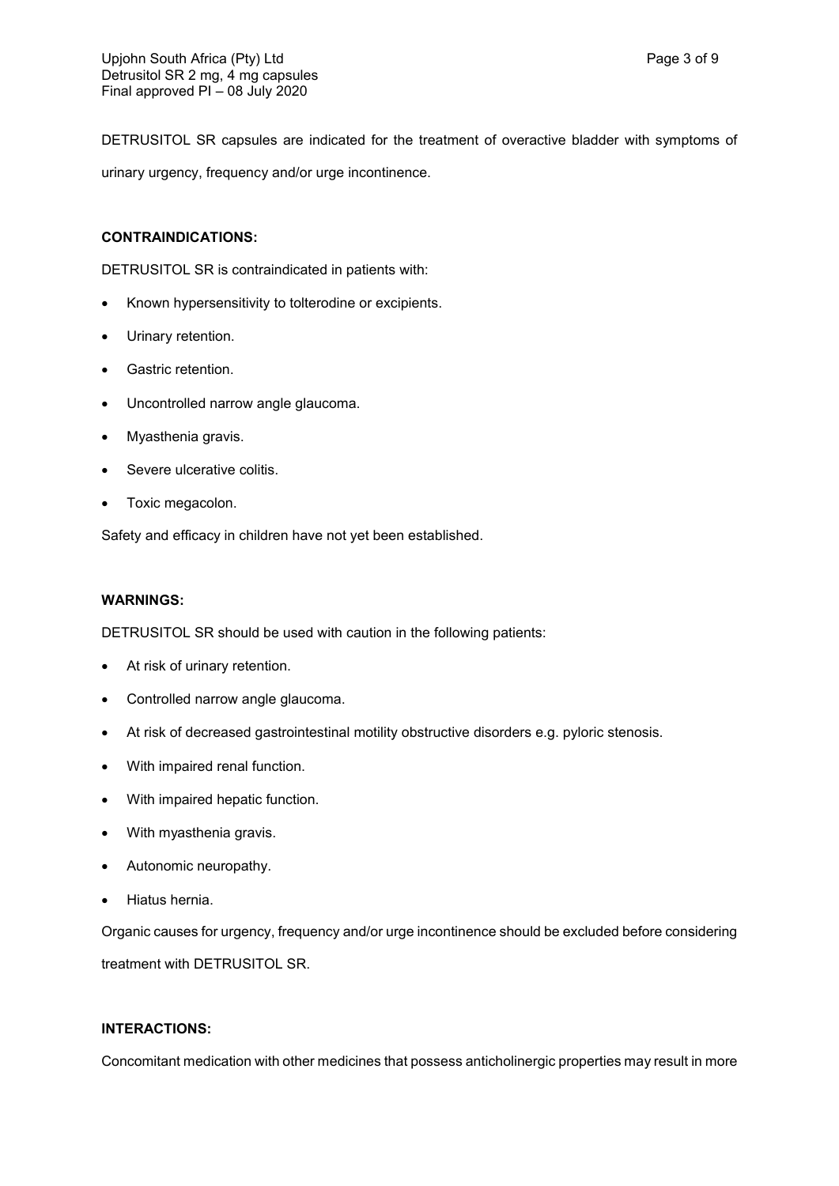DETRUSITOL SR capsules are indicated for the treatment of overactive bladder with symptoms of urinary urgency, frequency and/or urge incontinence.

**CONTRAINDICATIONS:**

DETRUSITOL SR is contraindicated in patients with:

- Known hypersensitivity to tolterodine or excipients.
- Urinary retention.
- Gastric retention.
- Uncontrolled narrow angle glaucoma.
- Myasthenia gravis.
- Severe ulcerative colitis.
- Toxic megacolon.

Safety and efficacy in children have not yet been established.

**WARNINGS:**

DETRUSITOL SR should be used with caution in the following patients:

- At risk of urinary retention.
- Controlled narrow angle glaucoma.
- At risk of decreased gastrointestinal motility obstructive disorders e.g. pyloric stenosis.
- With impaired renal function.
- With impaired hepatic function.
- With myasthenia gravis.
- Autonomic neuropathy.
- Hiatus hernia.

Organic causes for urgency, frequency and/or urge incontinence should be excluded before considering treatment with DETRUSITOL SR.

**INTERACTIONS:**

Concomitant medication with other medicines that possess anticholinergic properties may result in more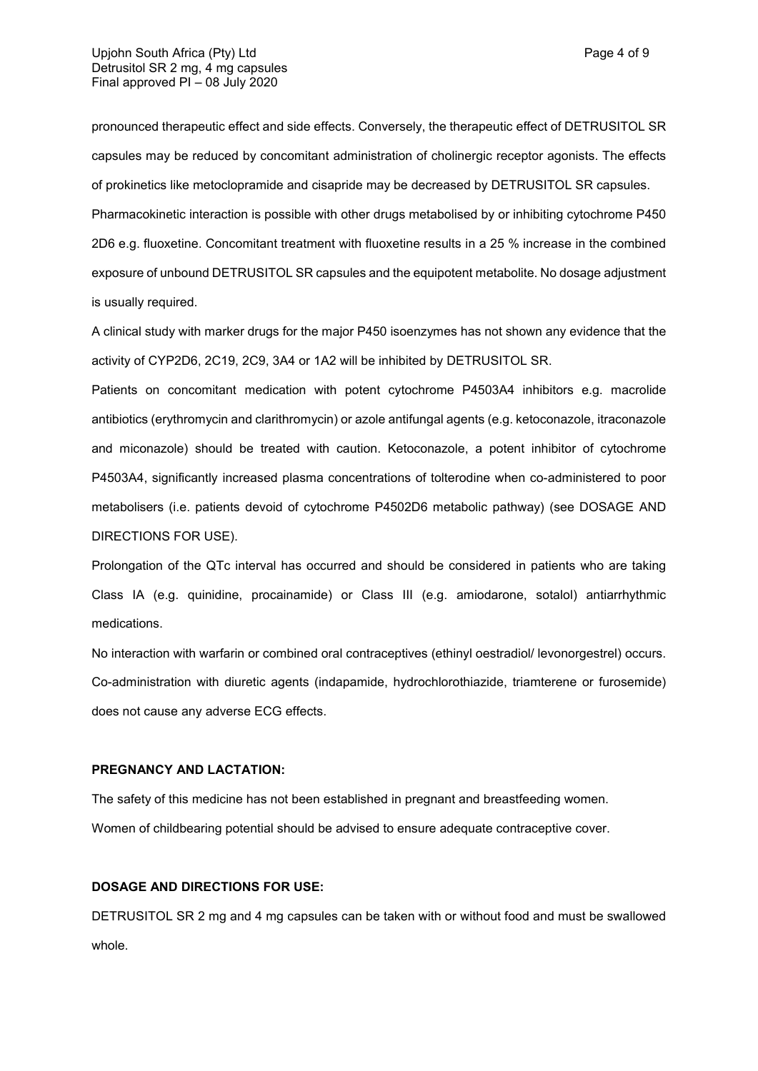pronounced therapeutic effect and side effects. Conversely, the therapeutic effect of DETRUSITOL SR capsules may be reduced by concomitant administration of cholinergic receptor agonists. The effects of prokinetics like metoclopramide and cisapride may be decreased by DETRUSITOL SR capsules.

Pharmacokinetic interaction is possible with other drugs metabolised by or inhibiting cytochrome P450 2D6 e.g. fluoxetine. Concomitant treatment with fluoxetine results in a 25 % increase in the combined exposure of unbound DETRUSITOL SR capsules and the equipotent metabolite. No dosage adjustment is usually required.

A clinical study with marker drugs for the major P450 isoenzymes has not shown any evidence that the activity of CYP2D6, 2C19, 2C9, 3A4 or 1A2 will be inhibited by DETRUSITOL SR.

Patients on concomitant medication with potent cytochrome P4503A4 inhibitors e.g. macrolide antibiotics (erythromycin and clarithromycin) or azole antifungal agents (e.g. ketoconazole, itraconazole and miconazole) should be treated with caution. Ketoconazole, a potent inhibitor of cytochrome P4503A4, significantly increased plasma concentrations of tolterodine when co-administered to poor metabolisers (i.e. patients devoid of cytochrome P4502D6 metabolic pathway) (see DOSAGE AND DIRECTIONS FOR USE).

Prolongation of the QTc interval has occurred and should be considered in patients who are taking Class IA (e.g. quinidine, procainamide) or Class III (e.g. amiodarone, sotalol) antiarrhythmic medications.

No interaction with warfarin or combined oral contraceptives (ethinyl oestradiol/ levonorgestrel) occurs. Co-administration with diuretic agents (indapamide, hydrochlorothiazide, triamterene or furosemide) does not cause any adverse ECG effects.

**PREGNANCY AND LACTATION:**

The safety of this medicine has not been established in pregnant and breastfeeding women.

Women of childbearing potential should be advised to ensure adequate contraceptive cover.

**DOSAGE AND DIRECTIONS FOR USE:**

DETRUSITOL SR 2 mg and 4 mg capsules can be taken with or without food and must be swallowed whole.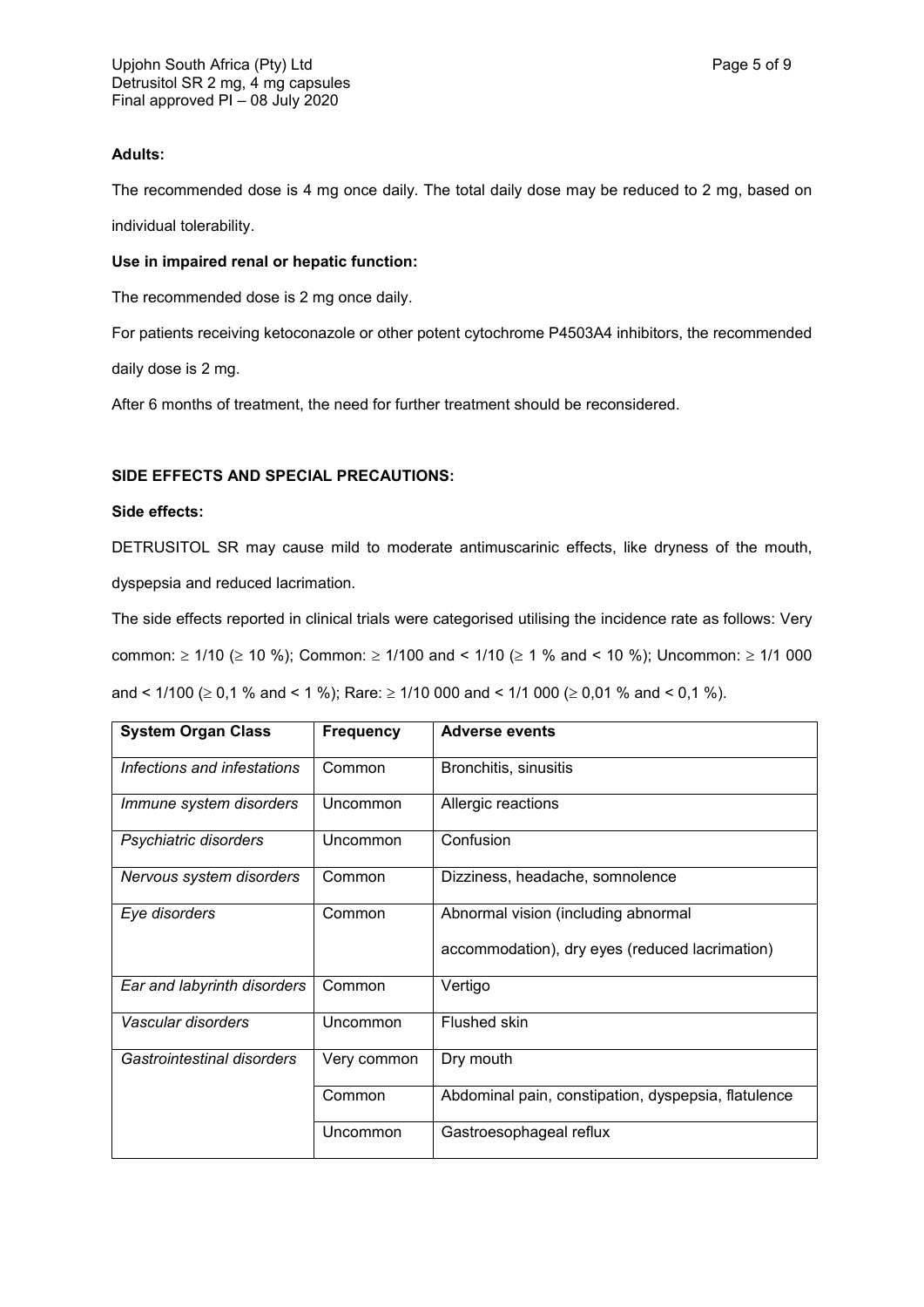**Adults:**

The recommended dose is 4 mg once daily. The total daily dose may be reduced to 2 mg, based on individual tolerability.

**Use in impaired renal or hepatic function:**

The recommended dose is 2 mg once daily.

For patients receiving ketoconazole or other potent cytochrome P4503A4 inhibitors, the recommended daily dose is 2 mg.

After 6 months of treatment, the need for further treatment should be reconsidered.

## SIDE EFFECTS AND SPECIAL PRECAUTIONS:

**Side effects:**

DETRUSITOL SR may cause mild to moderate antimuscarinic effects, like dryness of the mouth, dyspepsia and reduced lacrimation.

The side effects reported in clinical trials were categorised utilising the incidence rate as follows: Very common: ≥ 1/10 (≥ 10 %); Common: ≥ 1/100 and < 1/10 (≥ 1 % and < 10 %); Uncommon: ≥ 1/1 000 and < 1/100 (≥ 0,1 % and < 1 %); Rare: ≥ 1/10 000 and < 1/1 000 (≥ 0,01 % and < 0,1 %).

| System Organ Class | Frequency | Adverse events |
|---|---|---|
| *Infections and infestations* | Common | Bronchitis, sinusitis |
| *Immune system disorders* | Uncommon | Allergic reactions |
| *Psychiatric disorders* | Uncommon | Confusion |
| *Nervous system disorders* | Common | Dizziness, headache, somnolence |
| *Eye disorders* | Common | Abnormal vision (including abnormal accommodation), dry eyes (reduced lacrimation) |
| *Ear and labyrinth disorders* | Common | Vertigo |
| *Vascular disorders* | Uncommon | Flushed skin |
| *Gastrointestinal disorders* | Very common | Dry mouth |
| | Common | Abdominal pain, constipation, dyspepsia, flatulence |
| | Uncommon | Gastroesophageal reflux |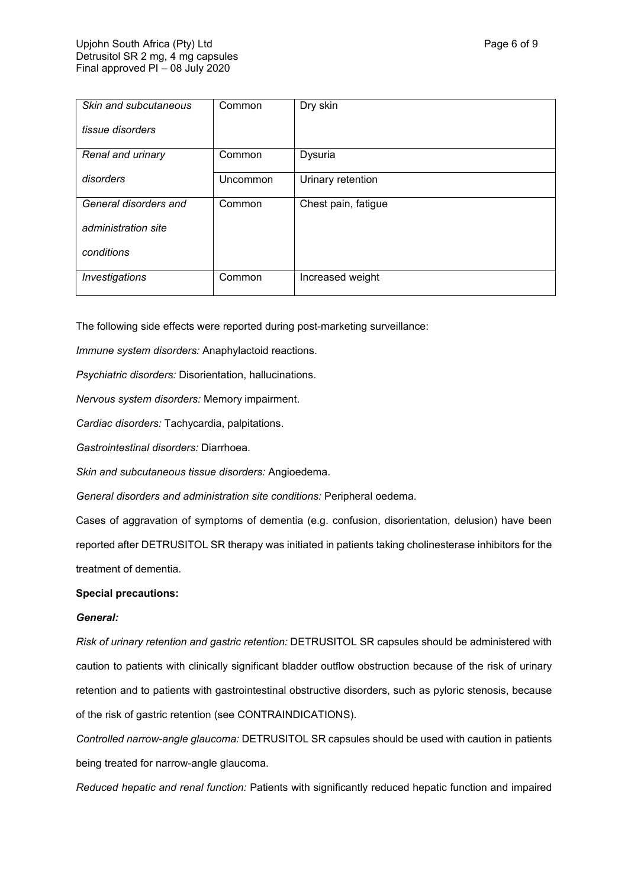| | | |
|---|---|---|
| *Skin and subcutaneous tissue disorders* | Common | Dry skin |
| *Renal and urinary disorders* | Common | Dysuria |
| | Uncommon | Urinary retention |
| *General disorders and administration site conditions* | Common | Chest pain, fatigue |
| *Investigations* | Common | Increased weight |

The following side effects were reported during post-marketing surveillance:

*Immune system disorders:* Anaphylactoid reactions.

*Psychiatric disorders:* Disorientation, hallucinations.

*Nervous system disorders:* Memory impairment.

*Cardiac disorders:* Tachycardia, palpitations.

*Gastrointestinal disorders:* Diarrhoea.

*Skin and subcutaneous tissue disorders:* Angioedema.

*General disorders and administration site conditions:* Peripheral oedema.

Cases of aggravation of symptoms of dementia (e.g. confusion, disorientation, delusion) have been reported after DETRUSITOL SR therapy was initiated in patients taking cholinesterase inhibitors for the treatment of dementia.

**Special precautions:**

***General:***

*Risk of urinary retention and gastric retention:* DETRUSITOL SR capsules should be administered with caution to patients with clinically significant bladder outflow obstruction because of the risk of urinary retention and to patients with gastrointestinal obstructive disorders, such as pyloric stenosis, because of the risk of gastric retention (see CONTRAINDICATIONS).

*Controlled narrow-angle glaucoma:* DETRUSITOL SR capsules should be used with caution in patients being treated for narrow-angle glaucoma.

*Reduced hepatic and renal function:* Patients with significantly reduced hepatic function and impaired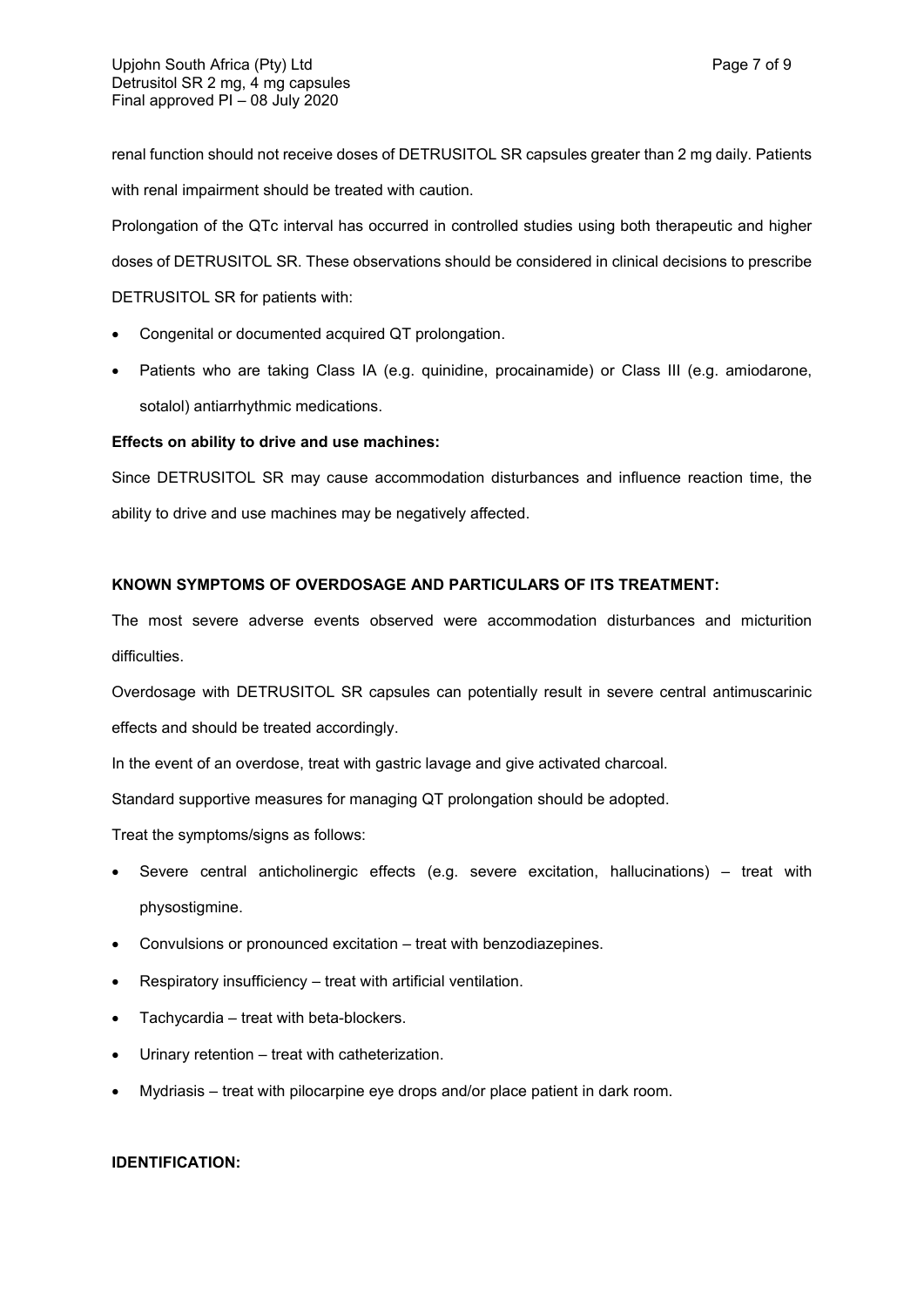renal function should not receive doses of DETRUSITOL SR capsules greater than 2 mg daily. Patients with renal impairment should be treated with caution.

Prolongation of the QTc interval has occurred in controlled studies using both therapeutic and higher doses of DETRUSITOL SR. These observations should be considered in clinical decisions to prescribe DETRUSITOL SR for patients with:

- Congenital or documented acquired QT prolongation.
- Patients who are taking Class IA (e.g. quinidine, procainamide) or Class III (e.g. amiodarone, sotalol) antiarrhythmic medications.

**Effects on ability to drive and use machines:**

Since DETRUSITOL SR may cause accommodation disturbances and influence reaction time, the ability to drive and use machines may be negatively affected.

**KNOWN SYMPTOMS OF OVERDOSAGE AND PARTICULARS OF ITS TREATMENT:**

The most severe adverse events observed were accommodation disturbances and micturition difficulties.

Overdosage with DETRUSITOL SR capsules can potentially result in severe central antimuscarinic effects and should be treated accordingly.

In the event of an overdose, treat with gastric lavage and give activated charcoal.

Standard supportive measures for managing QT prolongation should be adopted.

Treat the symptoms/signs as follows:

- Severe central anticholinergic effects (e.g. severe excitation, hallucinations) – treat with physostigmine.
- Convulsions or pronounced excitation – treat with benzodiazepines.
- Respiratory insufficiency – treat with artificial ventilation.
- Tachycardia – treat with beta-blockers.
- Urinary retention – treat with catheterization.
- Mydriasis – treat with pilocarpine eye drops and/or place patient in dark room.

**IDENTIFICATION:**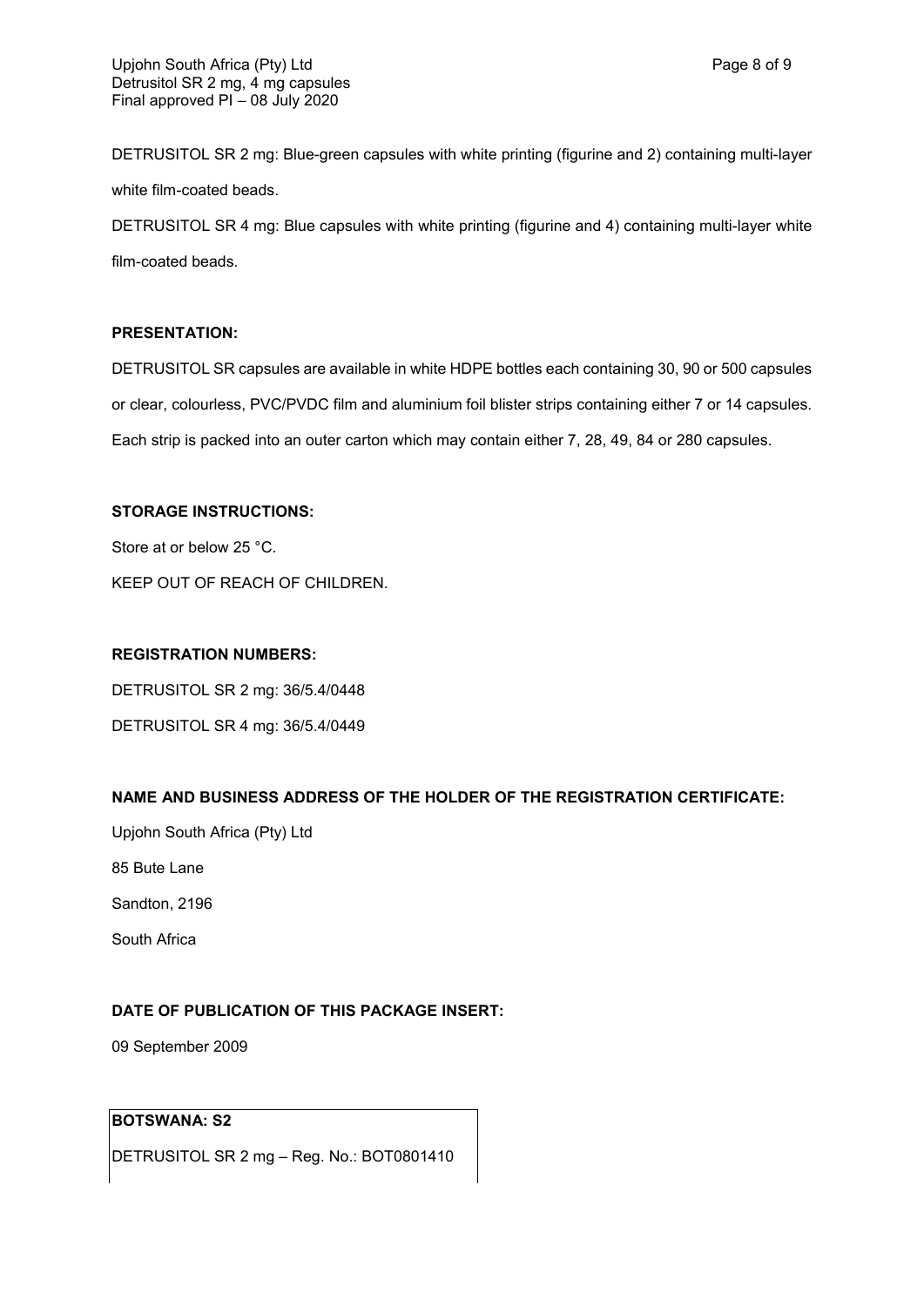DETRUSITOL SR 2 mg: Blue-green capsules with white printing (figurine and 2) containing multi-layer white film-coated beads.

DETRUSITOL SR 4 mg: Blue capsules with white printing (figurine and 4) containing multi-layer white film-coated beads.

**PRESENTATION:**

DETRUSITOL SR capsules are available in white HDPE bottles each containing 30, 90 or 500 capsules or clear, colourless, PVC/PVDC film and aluminium foil blister strips containing either 7 or 14 capsules. Each strip is packed into an outer carton which may contain either 7, 28, 49, 84 or 280 capsules.

**STORAGE INSTRUCTIONS:**

Store at or below 25 °C.

KEEP OUT OF REACH OF CHILDREN.

**REGISTRATION NUMBERS:**

DETRUSITOL SR 2 mg: 36/5.4/0448

DETRUSITOL SR 4 mg: 36/5.4/0449

**NAME AND BUSINESS ADDRESS OF THE HOLDER OF THE REGISTRATION CERTIFICATE:**

Upjohn South Africa (Pty) Ltd

85 Bute Lane

Sandton, 2196

South Africa

**DATE OF PUBLICATION OF THIS PACKAGE INSERT:**

09 September 2009

**BOTSWANA: S2**

DETRUSITOL SR 2 mg – Reg. No.: BOT0801410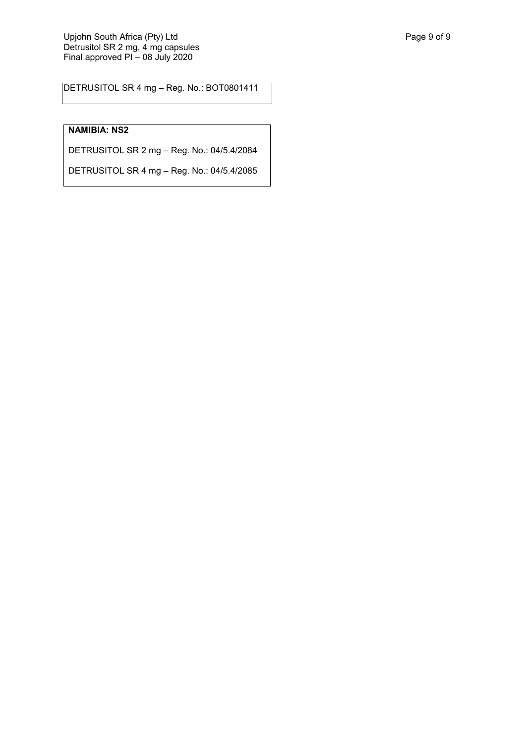DETRUSITOL SR 4 mg – Reg. No.: BOT0801411

**NAMIBIA: NS2**

DETRUSITOL SR 2 mg – Reg. No.: 04/5.4/2084

DETRUSITOL SR 4 mg – Reg. No.: 04/5.4/2085